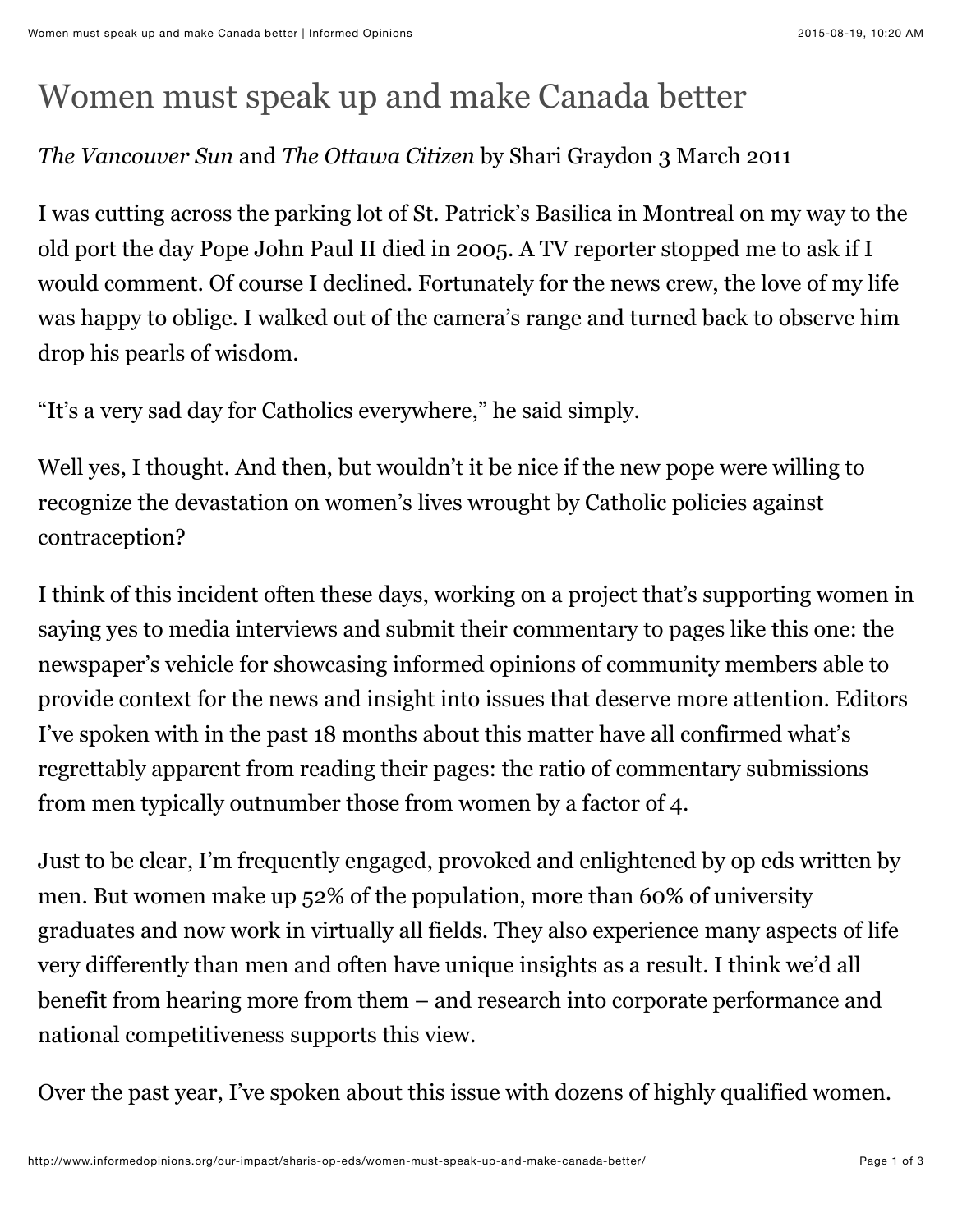# Women must speak up and make Canada better

*The Vancouver Sun* and *The Ottawa Citizen* by Shari Graydon 3 March 2011

I was cutting across the parking lot of St. Patrick's Basilica in Montreal on my way to the old port the day Pope John Paul II died in 2005. A TV reporter stopped me to ask if I would comment. Of course I declined. Fortunately for the news crew, the love of my life was happy to oblige. I walked out of the camera's range and turned back to observe him drop his pearls of wisdom.

"It's a very sad day for Catholics everywhere," he said simply.

Well yes, I thought. And then, but wouldn't it be nice if the new pope were willing to recognize the devastation on women's lives wrought by Catholic policies against contraception?

I think of this incident often these days, working on a project that's supporting women in saying yes to media interviews and submit their commentary to pages like this one: the newspaper's vehicle for showcasing informed opinions of community members able to provide context for the news and insight into issues that deserve more attention. Editors I've spoken with in the past 18 months about this matter have all confirmed what's regrettably apparent from reading their pages: the ratio of commentary submissions from men typically outnumber those from women by a factor of 4.

Just to be clear, I'm frequently engaged, provoked and enlightened by op eds written by men. But women make up 52% of the population, more than 60% of university graduates and now work in virtually all fields. They also experience many aspects of life very differently than men and often have unique insights as a result. I think we'd all benefit from hearing more from them – and research into corporate performance and national competitiveness supports this view.

Over the past year, I've spoken about this issue with dozens of highly qualified women.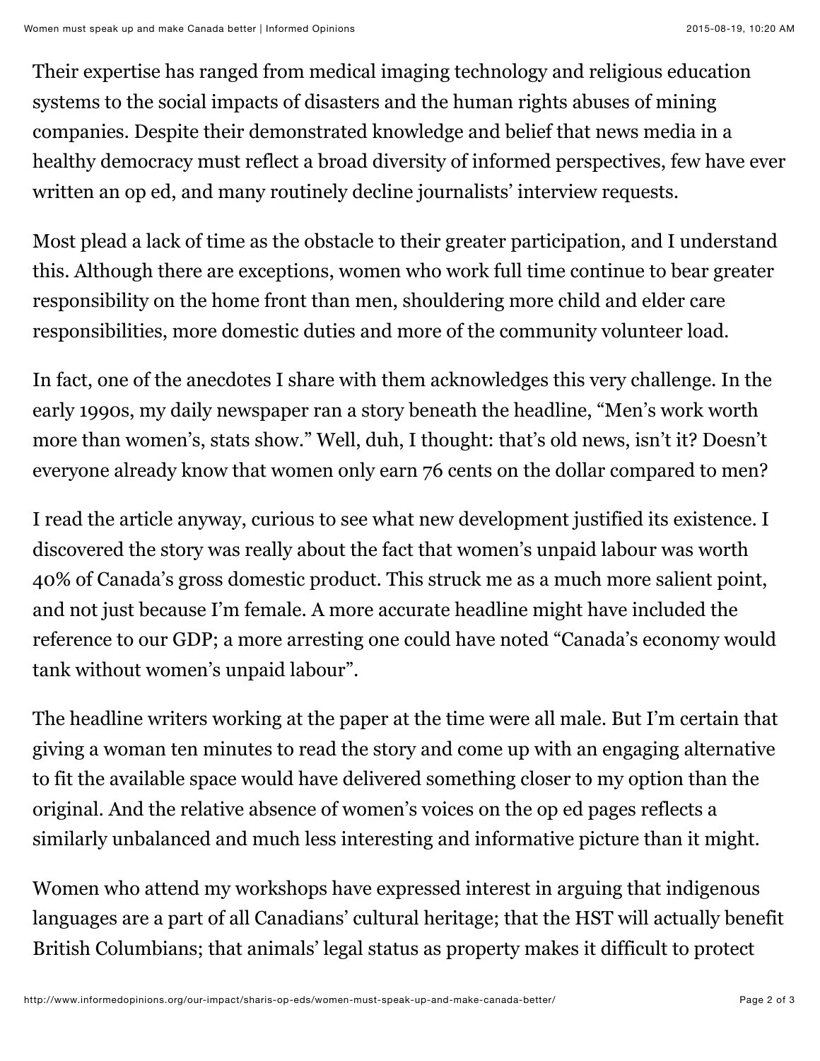Their expertise has ranged from medical imaging technology and religious education systems to the social impacts of disasters and the human rights abuses of mining companies. Despite their demonstrated knowledge and belief that news media in a healthy democracy must reflect a broad diversity of informed perspectives, few have ever written an op ed, and many routinely decline journalists' interview requests.

Most plead a lack of time as the obstacle to their greater participation, and I understand this. Although there are exceptions, women who work full time continue to bear greater responsibility on the home front than men, shouldering more child and elder care responsibilities, more domestic duties and more of the community volunteer load.

In fact, one of the anecdotes I share with them acknowledges this very challenge. In the early 1990s, my daily newspaper ran a story beneath the headline, "Men's work worth more than women's, stats show." Well, duh, I thought: that's old news, isn't it? Doesn't everyone already know that women only earn 76 cents on the dollar compared to men?

I read the article anyway, curious to see what new development justified its existence. I discovered the story was really about the fact that women's unpaid labour was worth 40% of Canada's gross domestic product. This struck me as a much more salient point, and not just because I'm female. A more accurate headline might have included the reference to our GDP; a more arresting one could have noted "Canada's economy would tank without women's unpaid labour".

The headline writers working at the paper at the time were all male. But I'm certain that giving a woman ten minutes to read the story and come up with an engaging alternative to fit the available space would have delivered something closer to my option than the original. And the relative absence of women's voices on the op ed pages reflects a similarly unbalanced and much less interesting and informative picture than it might.

Women who attend my workshops have expressed interest in arguing that indigenous languages are a part of all Canadians' cultural heritage; that the HST will actually benefit British Columbians; that animals' legal status as property makes it difficult to protect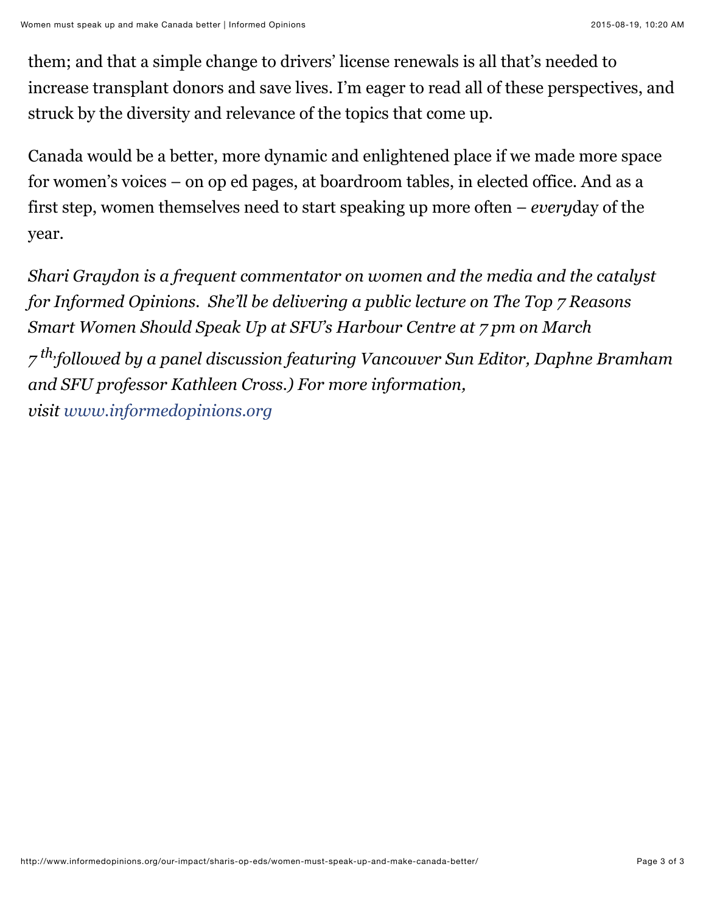them; and that a simple change to drivers' license renewals is all that's needed to increase transplant donors and save lives. I'm eager to read all of these perspectives, and struck by the diversity and relevance of the topics that come up.

Canada would be a better, more dynamic and enlightened place if we made more space for women's voices – on op ed pages, at boardroom tables, in elected office. And as a first step, women themselves need to start speaking up more often – *every*day of the year.

*Shari Graydon is a frequent commentator on women and the media and the catalyst for Informed Opinions. She'll be delivering a public lecture on The Top 7 Reasons Smart Women Should Speak Up at SFU's Harbour Centre at 7 pm on March 7th, followed by a panel discussion featuring Vancouver Sun Editor, Daphne Bramham and SFU professor Kathleen Cross.) For more information, visit www.informedopinions.org*